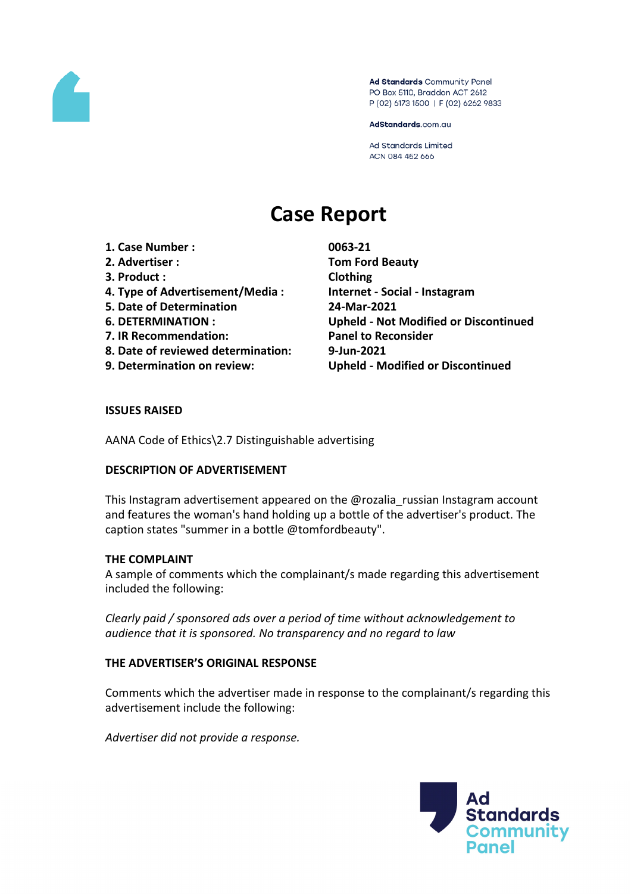Ad Standards Community Panel
PO Box 5110, Braddon ACT 2612
P (02) 6173 1500 | F (02) 6262 9833

AdStandards.com.au

Ad Standards Limited
ACN 084 452 666

# Case Report

| | |
|---|---|
| **1. Case Number :** | **0063-21** |
| **2. Advertiser :** | **Tom Ford Beauty** |
| **3. Product :** | **Clothing** |
| **4. Type of Advertisement/Media :** | **Internet - Social - Instagram** |
| **5. Date of Determination** | **24-Mar-2021** |
| **6. DETERMINATION :** | **Upheld - Not Modified or Discontinued** |
| **7. IR Recommendation:** | **Panel to Reconsider** |
| **8. Date of reviewed determination:** | **9-Jun-2021** |
| **9. Determination on review:** | **Upheld - Modified or Discontinued** |

**ISSUES RAISED**

AANA Code of Ethics\2.7 Distinguishable advertising

**DESCRIPTION OF ADVERTISEMENT**

This Instagram advertisement appeared on the @rozalia_russian Instagram account and features the woman's hand holding up a bottle of the advertiser's product. The caption states "summer in a bottle @tomfordbeauty".

**THE COMPLAINT**

A sample of comments which the complainant/s made regarding this advertisement included the following:

*Clearly paid / sponsored ads over a period of time without acknowledgement to audience that it is sponsored. No transparency and no regard to law*

**THE ADVERTISER'S ORIGINAL RESPONSE**

Comments which the advertiser made in response to the complainant/s regarding this advertisement include the following:

*Advertiser did not provide a response.*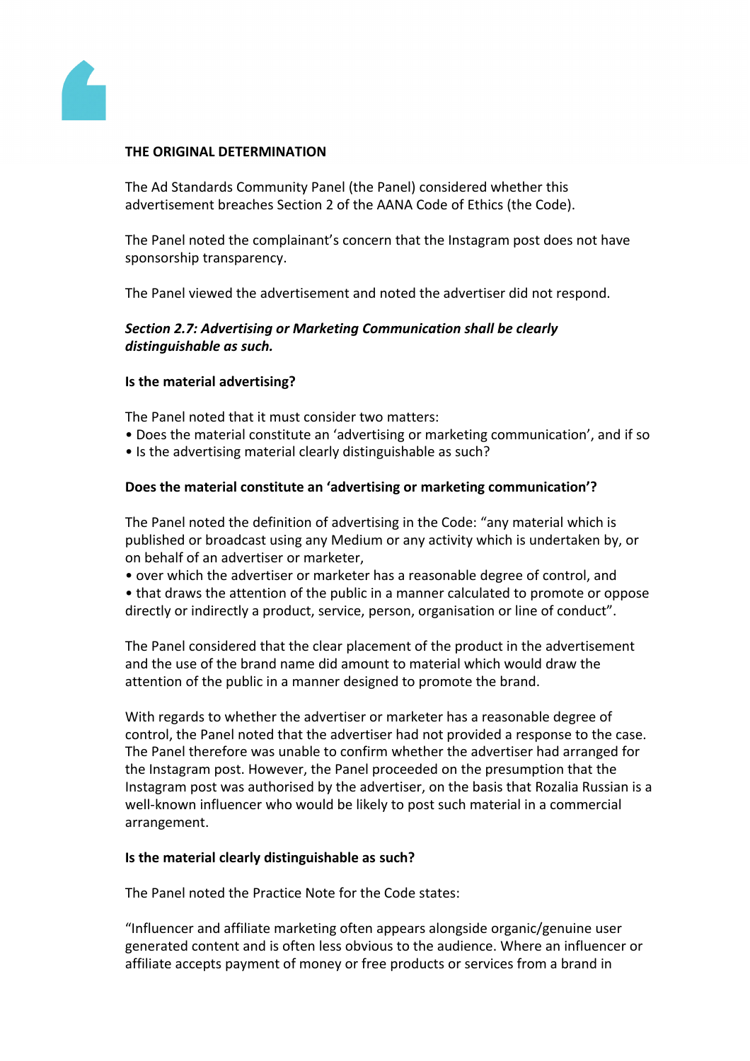**THE ORIGINAL DETERMINATION**

The Ad Standards Community Panel (the Panel) considered whether this advertisement breaches Section 2 of the AANA Code of Ethics (the Code).

The Panel noted the complainant's concern that the Instagram post does not have sponsorship transparency.

The Panel viewed the advertisement and noted the advertiser did not respond.

***Section 2.7: Advertising or Marketing Communication shall be clearly distinguishable as such.***

**Is the material advertising?**

The Panel noted that it must consider two matters:

- Does the material constitute an 'advertising or marketing communication', and if so
- Is the advertising material clearly distinguishable as such?

**Does the material constitute an 'advertising or marketing communication'?**

The Panel noted the definition of advertising in the Code: "any material which is published or broadcast using any Medium or any activity which is undertaken by, or on behalf of an advertiser or marketer,

- over which the advertiser or marketer has a reasonable degree of control, and
- that draws the attention of the public in a manner calculated to promote or oppose directly or indirectly a product, service, person, organisation or line of conduct".

The Panel considered that the clear placement of the product in the advertisement and the use of the brand name did amount to material which would draw the attention of the public in a manner designed to promote the brand.

With regards to whether the advertiser or marketer has a reasonable degree of control, the Panel noted that the advertiser had not provided a response to the case. The Panel therefore was unable to confirm whether the advertiser had arranged for the Instagram post. However, the Panel proceeded on the presumption that the Instagram post was authorised by the advertiser, on the basis that Rozalia Russian is a well-known influencer who would be likely to post such material in a commercial arrangement.

**Is the material clearly distinguishable as such?**

The Panel noted the Practice Note for the Code states:

"Influencer and affiliate marketing often appears alongside organic/genuine user generated content and is often less obvious to the audience. Where an influencer or affiliate accepts payment of money or free products or services from a brand in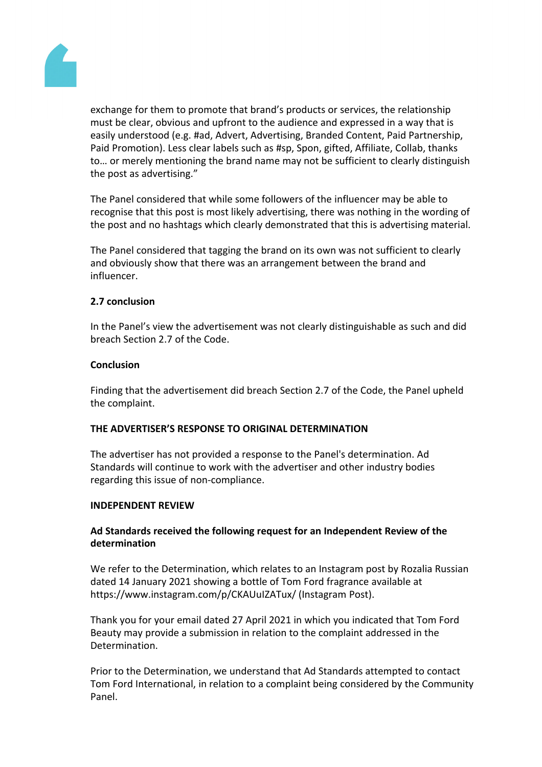exchange for them to promote that brand's products or services, the relationship must be clear, obvious and upfront to the audience and expressed in a way that is easily understood (e.g. #ad, Advert, Advertising, Branded Content, Paid Partnership, Paid Promotion). Less clear labels such as #sp, Spon, gifted, Affiliate, Collab, thanks to… or merely mentioning the brand name may not be sufficient to clearly distinguish the post as advertising."

The Panel considered that while some followers of the influencer may be able to recognise that this post is most likely advertising, there was nothing in the wording of the post and no hashtags which clearly demonstrated that this is advertising material.

The Panel considered that tagging the brand on its own was not sufficient to clearly and obviously show that there was an arrangement between the brand and influencer.

**2.7 conclusion**

In the Panel's view the advertisement was not clearly distinguishable as such and did breach Section 2.7 of the Code.

**Conclusion**

Finding that the advertisement did breach Section 2.7 of the Code, the Panel upheld the complaint.

**THE ADVERTISER'S RESPONSE TO ORIGINAL DETERMINATION**

The advertiser has not provided a response to the Panel's determination. Ad Standards will continue to work with the advertiser and other industry bodies regarding this issue of non-compliance.

**INDEPENDENT REVIEW**

**Ad Standards received the following request for an Independent Review of the determination**

We refer to the Determination, which relates to an Instagram post by Rozalia Russian dated 14 January 2021 showing a bottle of Tom Ford fragrance available at https://www.instagram.com/p/CKAUuIZATux/ (Instagram Post).

Thank you for your email dated 27 April 2021 in which you indicated that Tom Ford Beauty may provide a submission in relation to the complaint addressed in the Determination.

Prior to the Determination, we understand that Ad Standards attempted to contact Tom Ford International, in relation to a complaint being considered by the Community Panel.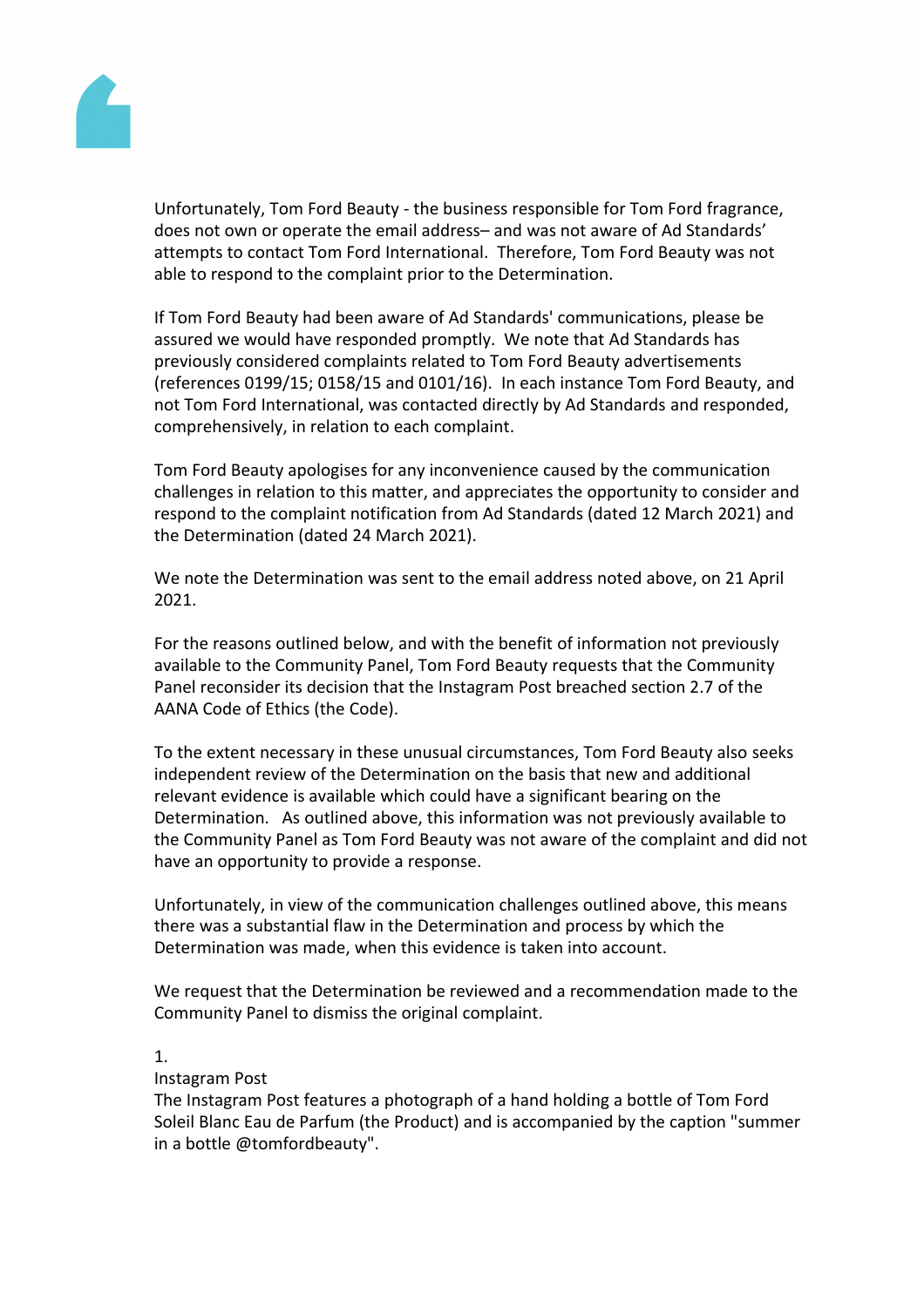Unfortunately, Tom Ford Beauty - the business responsible for Tom Ford fragrance, does not own or operate the email address– and was not aware of Ad Standards' attempts to contact Tom Ford International. Therefore, Tom Ford Beauty was not able to respond to the complaint prior to the Determination.

If Tom Ford Beauty had been aware of Ad Standards' communications, please be assured we would have responded promptly. We note that Ad Standards has previously considered complaints related to Tom Ford Beauty advertisements (references 0199/15; 0158/15 and 0101/16). In each instance Tom Ford Beauty, and not Tom Ford International, was contacted directly by Ad Standards and responded, comprehensively, in relation to each complaint.

Tom Ford Beauty apologises for any inconvenience caused by the communication challenges in relation to this matter, and appreciates the opportunity to consider and respond to the complaint notification from Ad Standards (dated 12 March 2021) and the Determination (dated 24 March 2021).

We note the Determination was sent to the email address noted above, on 21 April 2021.

For the reasons outlined below, and with the benefit of information not previously available to the Community Panel, Tom Ford Beauty requests that the Community Panel reconsider its decision that the Instagram Post breached section 2.7 of the AANA Code of Ethics (the Code).

To the extent necessary in these unusual circumstances, Tom Ford Beauty also seeks independent review of the Determination on the basis that new and additional relevant evidence is available which could have a significant bearing on the Determination. As outlined above, this information was not previously available to the Community Panel as Tom Ford Beauty was not aware of the complaint and did not have an opportunity to provide a response.

Unfortunately, in view of the communication challenges outlined above, this means there was a substantial flaw in the Determination and process by which the Determination was made, when this evidence is taken into account.

We request that the Determination be reviewed and a recommendation made to the Community Panel to dismiss the original complaint.

1.
Instagram Post
The Instagram Post features a photograph of a hand holding a bottle of Tom Ford Soleil Blanc Eau de Parfum (the Product) and is accompanied by the caption "summer in a bottle @tomfordbeauty".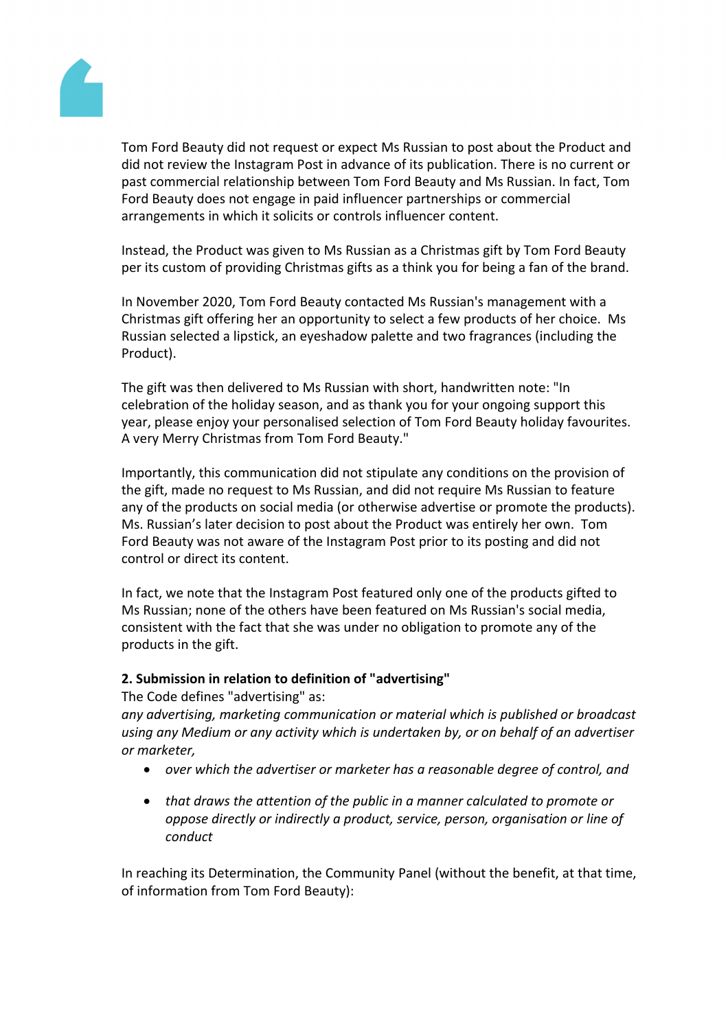Tom Ford Beauty did not request or expect Ms Russian to post about the Product and did not review the Instagram Post in advance of its publication. There is no current or past commercial relationship between Tom Ford Beauty and Ms Russian. In fact, Tom Ford Beauty does not engage in paid influencer partnerships or commercial arrangements in which it solicits or controls influencer content.

Instead, the Product was given to Ms Russian as a Christmas gift by Tom Ford Beauty per its custom of providing Christmas gifts as a think you for being a fan of the brand.

In November 2020, Tom Ford Beauty contacted Ms Russian's management with a Christmas gift offering her an opportunity to select a few products of her choice. Ms Russian selected a lipstick, an eyeshadow palette and two fragrances (including the Product).

The gift was then delivered to Ms Russian with short, handwritten note: "In celebration of the holiday season, and as thank you for your ongoing support this year, please enjoy your personalised selection of Tom Ford Beauty holiday favourites. A very Merry Christmas from Tom Ford Beauty."

Importantly, this communication did not stipulate any conditions on the provision of the gift, made no request to Ms Russian, and did not require Ms Russian to feature any of the products on social media (or otherwise advertise or promote the products). Ms. Russian's later decision to post about the Product was entirely her own. Tom Ford Beauty was not aware of the Instagram Post prior to its posting and did not control or direct its content.

In fact, we note that the Instagram Post featured only one of the products gifted to Ms Russian; none of the others have been featured on Ms Russian's social media, consistent with the fact that she was under no obligation to promote any of the products in the gift.

**2. Submission in relation to definition of "advertising"**

The Code defines "advertising" as:

*any advertising, marketing communication or material which is published or broadcast using any Medium or any activity which is undertaken by, or on behalf of an advertiser or marketer,*

- *over which the advertiser or marketer has a reasonable degree of control, and*
- *that draws the attention of the public in a manner calculated to promote or oppose directly or indirectly a product, service, person, organisation or line of conduct*

In reaching its Determination, the Community Panel (without the benefit, at that time, of information from Tom Ford Beauty):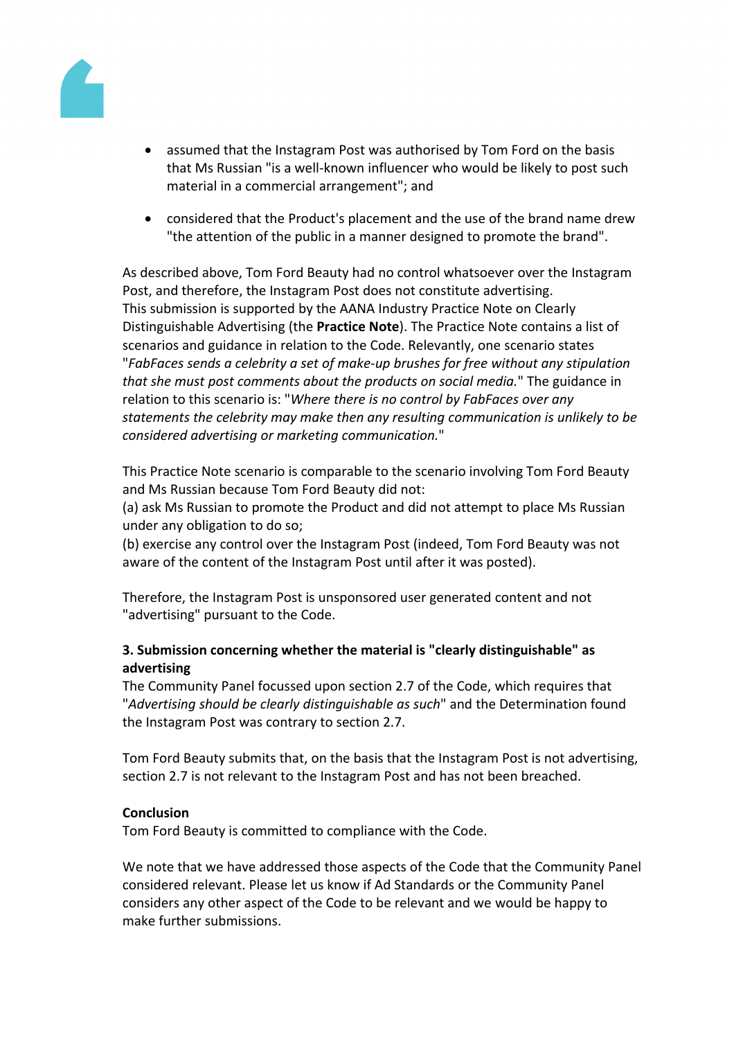- assumed that the Instagram Post was authorised by Tom Ford on the basis that Ms Russian "is a well-known influencer who would be likely to post such material in a commercial arrangement"; and
- considered that the Product's placement and the use of the brand name drew "the attention of the public in a manner designed to promote the brand".

As described above, Tom Ford Beauty had no control whatsoever over the Instagram Post, and therefore, the Instagram Post does not constitute advertising.
This submission is supported by the AANA Industry Practice Note on Clearly Distinguishable Advertising (the **Practice Note**). The Practice Note contains a list of scenarios and guidance in relation to the Code. Relevantly, one scenario states "*FabFaces sends a celebrity a set of make-up brushes for free without any stipulation that she must post comments about the products on social media.*" The guidance in relation to this scenario is: "*Where there is no control by FabFaces over any statements the celebrity may make then any resulting communication is unlikely to be considered advertising or marketing communication.*"

This Practice Note scenario is comparable to the scenario involving Tom Ford Beauty and Ms Russian because Tom Ford Beauty did not:
(a) ask Ms Russian to promote the Product and did not attempt to place Ms Russian under any obligation to do so;
(b) exercise any control over the Instagram Post (indeed, Tom Ford Beauty was not aware of the content of the Instagram Post until after it was posted).

Therefore, the Instagram Post is unsponsored user generated content and not "advertising" pursuant to the Code.

**3. Submission concerning whether the material is "clearly distinguishable" as advertising**
The Community Panel focussed upon section 2.7 of the Code, which requires that "*Advertising should be clearly distinguishable as such*" and the Determination found the Instagram Post was contrary to section 2.7.

Tom Ford Beauty submits that, on the basis that the Instagram Post is not advertising, section 2.7 is not relevant to the Instagram Post and has not been breached.

**Conclusion**
Tom Ford Beauty is committed to compliance with the Code.

We note that we have addressed those aspects of the Code that the Community Panel considered relevant. Please let us know if Ad Standards or the Community Panel considers any other aspect of the Code to be relevant and we would be happy to make further submissions.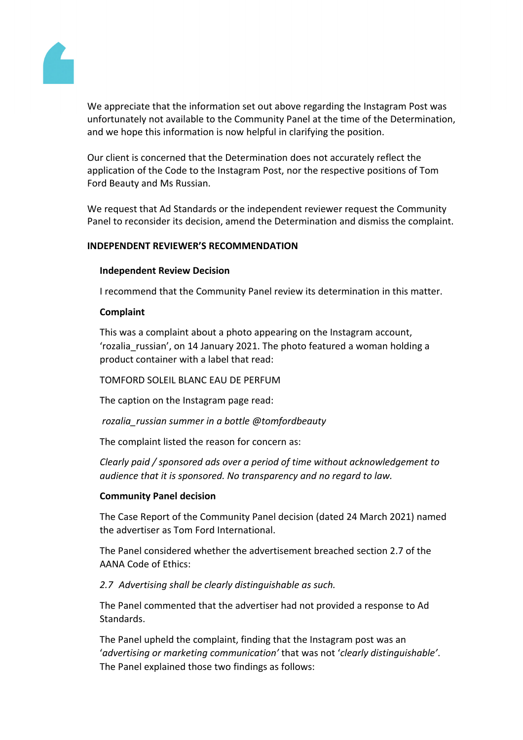We appreciate that the information set out above regarding the Instagram Post was unfortunately not available to the Community Panel at the time of the Determination, and we hope this information is now helpful in clarifying the position.

Our client is concerned that the Determination does not accurately reflect the application of the Code to the Instagram Post, nor the respective positions of Tom Ford Beauty and Ms Russian.

We request that Ad Standards or the independent reviewer request the Community Panel to reconsider its decision, amend the Determination and dismiss the complaint.

**INDEPENDENT REVIEWER'S RECOMMENDATION**

**Independent Review Decision**

I recommend that the Community Panel review its determination in this matter.

**Complaint**

This was a complaint about a photo appearing on the Instagram account, 'rozalia_russian', on 14 January 2021. The photo featured a woman holding a product container with a label that read:

TOMFORD SOLEIL BLANC EAU DE PERFUM

The caption on the Instagram page read:

*rozalia_russian summer in a bottle @tomfordbeauty*

The complaint listed the reason for concern as:

*Clearly paid / sponsored ads over a period of time without acknowledgement to audience that it is sponsored. No transparency and no regard to law.*

**Community Panel decision**

The Case Report of the Community Panel decision (dated 24 March 2021) named the advertiser as Tom Ford International.

The Panel considered whether the advertisement breached section 2.7 of the AANA Code of Ethics:

*2.7 Advertising shall be clearly distinguishable as such.*

The Panel commented that the advertiser had not provided a response to Ad Standards.

The Panel upheld the complaint, finding that the Instagram post was an '*advertising or marketing communication'* that was not '*clearly distinguishable'*. The Panel explained those two findings as follows: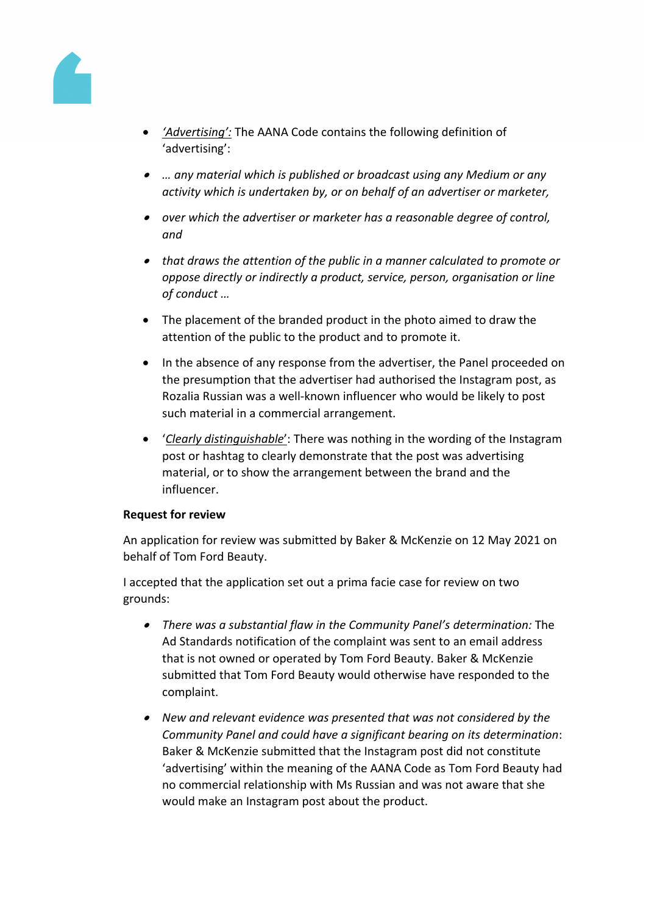- *'Advertising':* The AANA Code contains the following definition of 'advertising':
- *… any material which is published or broadcast using any Medium or any activity which is undertaken by, or on behalf of an advertiser or marketer,*
- *over which the advertiser or marketer has a reasonable degree of control, and*
- *that draws the attention of the public in a manner calculated to promote or oppose directly or indirectly a product, service, person, organisation or line of conduct …*
- The placement of the branded product in the photo aimed to draw the attention of the public to the product and to promote it.
- In the absence of any response from the advertiser, the Panel proceeded on the presumption that the advertiser had authorised the Instagram post, as Rozalia Russian was a well-known influencer who would be likely to post such material in a commercial arrangement.
- '*Clearly distinguishable*': There was nothing in the wording of the Instagram post or hashtag to clearly demonstrate that the post was advertising material, or to show the arrangement between the brand and the influencer.

**Request for review**

An application for review was submitted by Baker & McKenzie on 12 May 2021 on behalf of Tom Ford Beauty.

I accepted that the application set out a prima facie case for review on two grounds:

- *There was a substantial flaw in the Community Panel's determination:* The Ad Standards notification of the complaint was sent to an email address that is not owned or operated by Tom Ford Beauty. Baker & McKenzie submitted that Tom Ford Beauty would otherwise have responded to the complaint.
- *New and relevant evidence was presented that was not considered by the Community Panel and could have a significant bearing on its determination*: Baker & McKenzie submitted that the Instagram post did not constitute 'advertising' within the meaning of the AANA Code as Tom Ford Beauty had no commercial relationship with Ms Russian and was not aware that she would make an Instagram post about the product.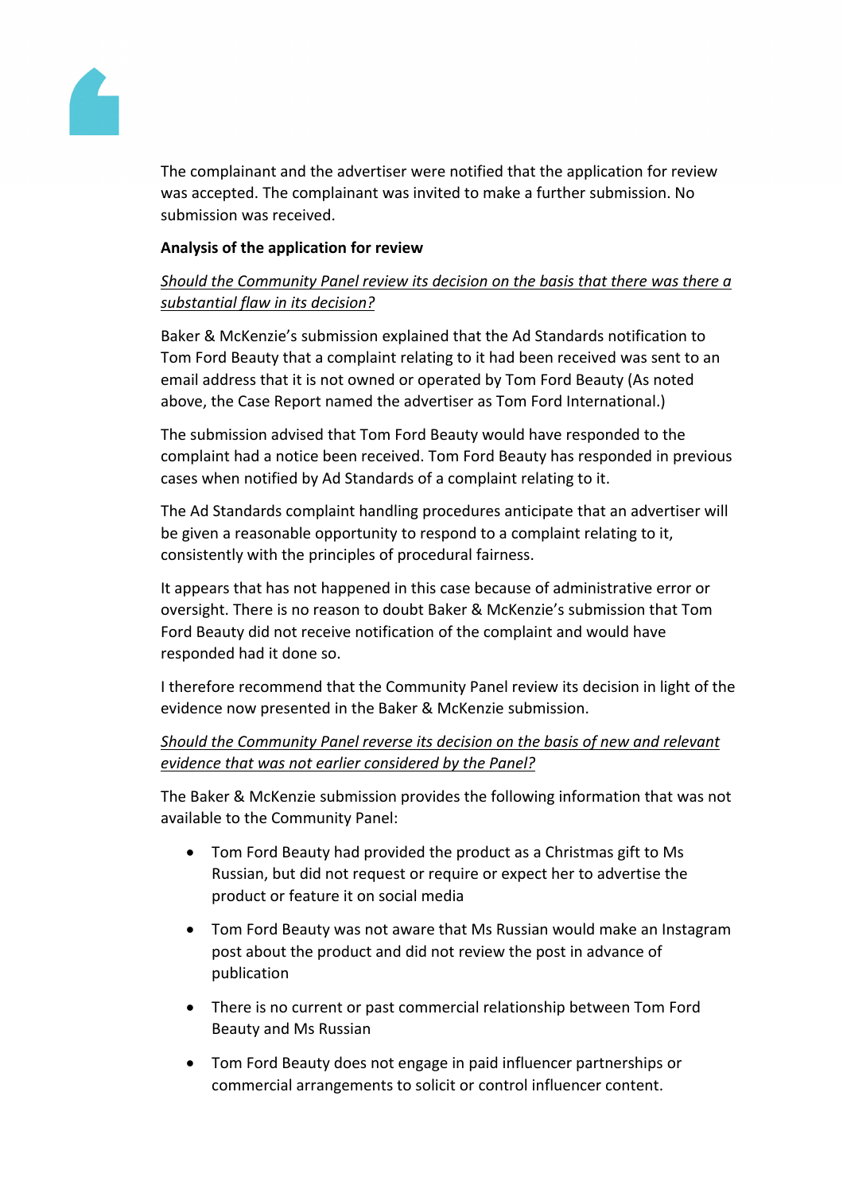The complainant and the advertiser were notified that the application for review was accepted. The complainant was invited to make a further submission. No submission was received.

**Analysis of the application for review**

*Should the Community Panel review its decision on the basis that there was there a substantial flaw in its decision?*

Baker & McKenzie's submission explained that the Ad Standards notification to Tom Ford Beauty that a complaint relating to it had been received was sent to an email address that it is not owned or operated by Tom Ford Beauty (As noted above, the Case Report named the advertiser as Tom Ford International.)

The submission advised that Tom Ford Beauty would have responded to the complaint had a notice been received. Tom Ford Beauty has responded in previous cases when notified by Ad Standards of a complaint relating to it.

The Ad Standards complaint handling procedures anticipate that an advertiser will be given a reasonable opportunity to respond to a complaint relating to it, consistently with the principles of procedural fairness.

It appears that has not happened in this case because of administrative error or oversight. There is no reason to doubt Baker & McKenzie's submission that Tom Ford Beauty did not receive notification of the complaint and would have responded had it done so.

I therefore recommend that the Community Panel review its decision in light of the evidence now presented in the Baker & McKenzie submission.

*Should the Community Panel reverse its decision on the basis of new and relevant evidence that was not earlier considered by the Panel?*

The Baker & McKenzie submission provides the following information that was not available to the Community Panel:

- Tom Ford Beauty had provided the product as a Christmas gift to Ms Russian, but did not request or require or expect her to advertise the product or feature it on social media
- Tom Ford Beauty was not aware that Ms Russian would make an Instagram post about the product and did not review the post in advance of publication
- There is no current or past commercial relationship between Tom Ford Beauty and Ms Russian
- Tom Ford Beauty does not engage in paid influencer partnerships or commercial arrangements to solicit or control influencer content.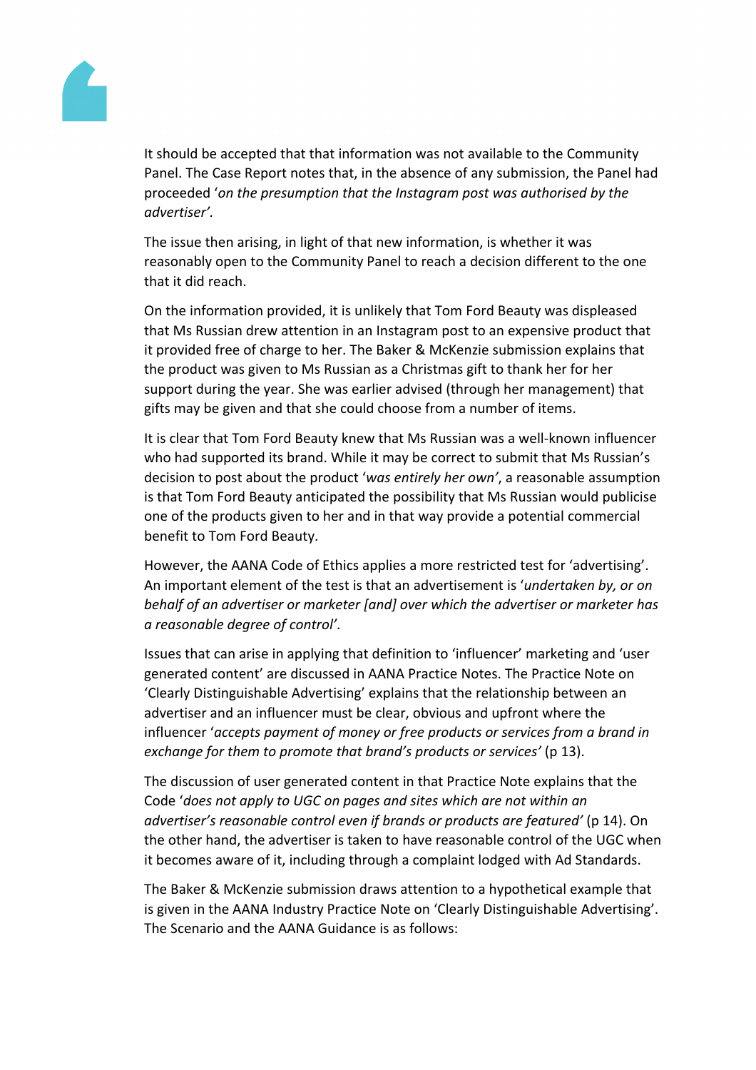It should be accepted that that information was not available to the Community Panel. The Case Report notes that, in the absence of any submission, the Panel had proceeded '*on the presumption that the Instagram post was authorised by the advertiser'*.

The issue then arising, in light of that new information, is whether it was reasonably open to the Community Panel to reach a decision different to the one that it did reach.

On the information provided, it is unlikely that Tom Ford Beauty was displeased that Ms Russian drew attention in an Instagram post to an expensive product that it provided free of charge to her. The Baker & McKenzie submission explains that the product was given to Ms Russian as a Christmas gift to thank her for her support during the year. She was earlier advised (through her management) that gifts may be given and that she could choose from a number of items.

It is clear that Tom Ford Beauty knew that Ms Russian was a well-known influencer who had supported its brand. While it may be correct to submit that Ms Russian's decision to post about the product '*was entirely her own'*, a reasonable assumption is that Tom Ford Beauty anticipated the possibility that Ms Russian would publicise one of the products given to her and in that way provide a potential commercial benefit to Tom Ford Beauty.

However, the AANA Code of Ethics applies a more restricted test for 'advertising'. An important element of the test is that an advertisement is '*undertaken by, or on behalf of an advertiser or marketer [and] over which the advertiser or marketer has a reasonable degree of control'*.

Issues that can arise in applying that definition to 'influencer' marketing and 'user generated content' are discussed in AANA Practice Notes. The Practice Note on 'Clearly Distinguishable Advertising' explains that the relationship between an advertiser and an influencer must be clear, obvious and upfront where the influencer '*accepts payment of money or free products or services from a brand in exchange for them to promote that brand's products or services'* (p 13).

The discussion of user generated content in that Practice Note explains that the Code '*does not apply to UGC on pages and sites which are not within an advertiser's reasonable control even if brands or products are featured'* (p 14). On the other hand, the advertiser is taken to have reasonable control of the UGC when it becomes aware of it, including through a complaint lodged with Ad Standards.

The Baker & McKenzie submission draws attention to a hypothetical example that is given in the AANA Industry Practice Note on 'Clearly Distinguishable Advertising'. The Scenario and the AANA Guidance is as follows: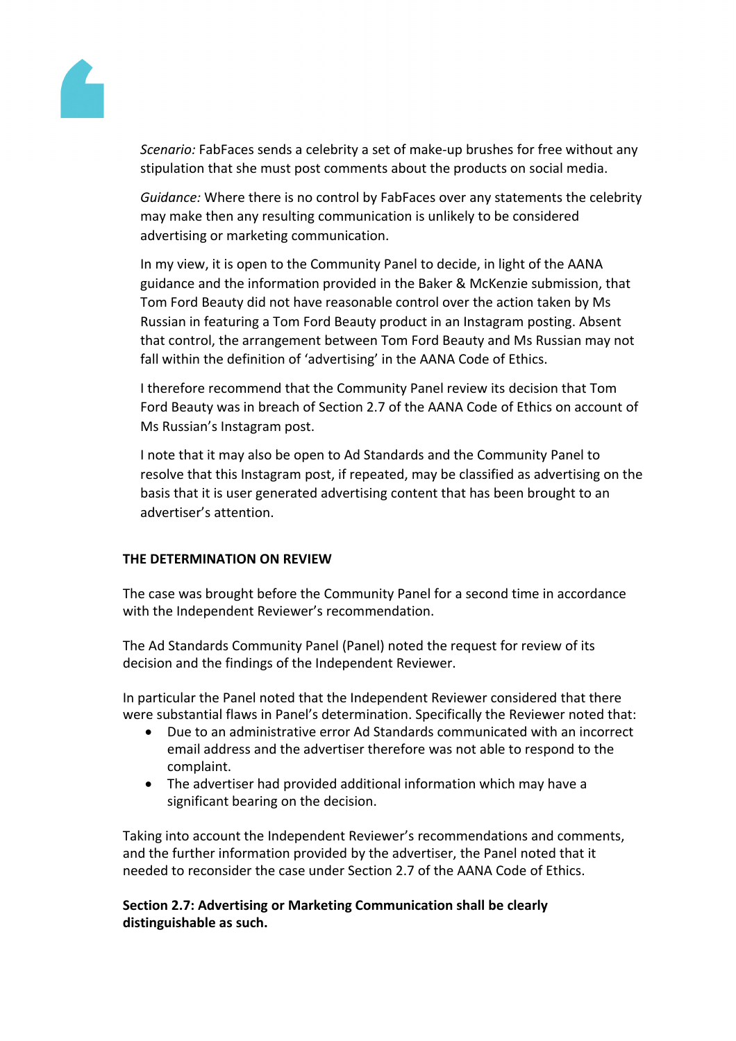*Scenario:* FabFaces sends a celebrity a set of make-up brushes for free without any stipulation that she must post comments about the products on social media.

*Guidance:* Where there is no control by FabFaces over any statements the celebrity may make then any resulting communication is unlikely to be considered advertising or marketing communication.

In my view, it is open to the Community Panel to decide, in light of the AANA guidance and the information provided in the Baker & McKenzie submission, that Tom Ford Beauty did not have reasonable control over the action taken by Ms Russian in featuring a Tom Ford Beauty product in an Instagram posting. Absent that control, the arrangement between Tom Ford Beauty and Ms Russian may not fall within the definition of 'advertising' in the AANA Code of Ethics.

I therefore recommend that the Community Panel review its decision that Tom Ford Beauty was in breach of Section 2.7 of the AANA Code of Ethics on account of Ms Russian's Instagram post.

I note that it may also be open to Ad Standards and the Community Panel to resolve that this Instagram post, if repeated, may be classified as advertising on the basis that it is user generated advertising content that has been brought to an advertiser's attention.

**THE DETERMINATION ON REVIEW**

The case was brought before the Community Panel for a second time in accordance with the Independent Reviewer's recommendation.

The Ad Standards Community Panel (Panel) noted the request for review of its decision and the findings of the Independent Reviewer.

In particular the Panel noted that the Independent Reviewer considered that there were substantial flaws in Panel's determination. Specifically the Reviewer noted that:

- Due to an administrative error Ad Standards communicated with an incorrect email address and the advertiser therefore was not able to respond to the complaint.
- The advertiser had provided additional information which may have a significant bearing on the decision.

Taking into account the Independent Reviewer's recommendations and comments, and the further information provided by the advertiser, the Panel noted that it needed to reconsider the case under Section 2.7 of the AANA Code of Ethics.

**Section 2.7: Advertising or Marketing Communication shall be clearly distinguishable as such.**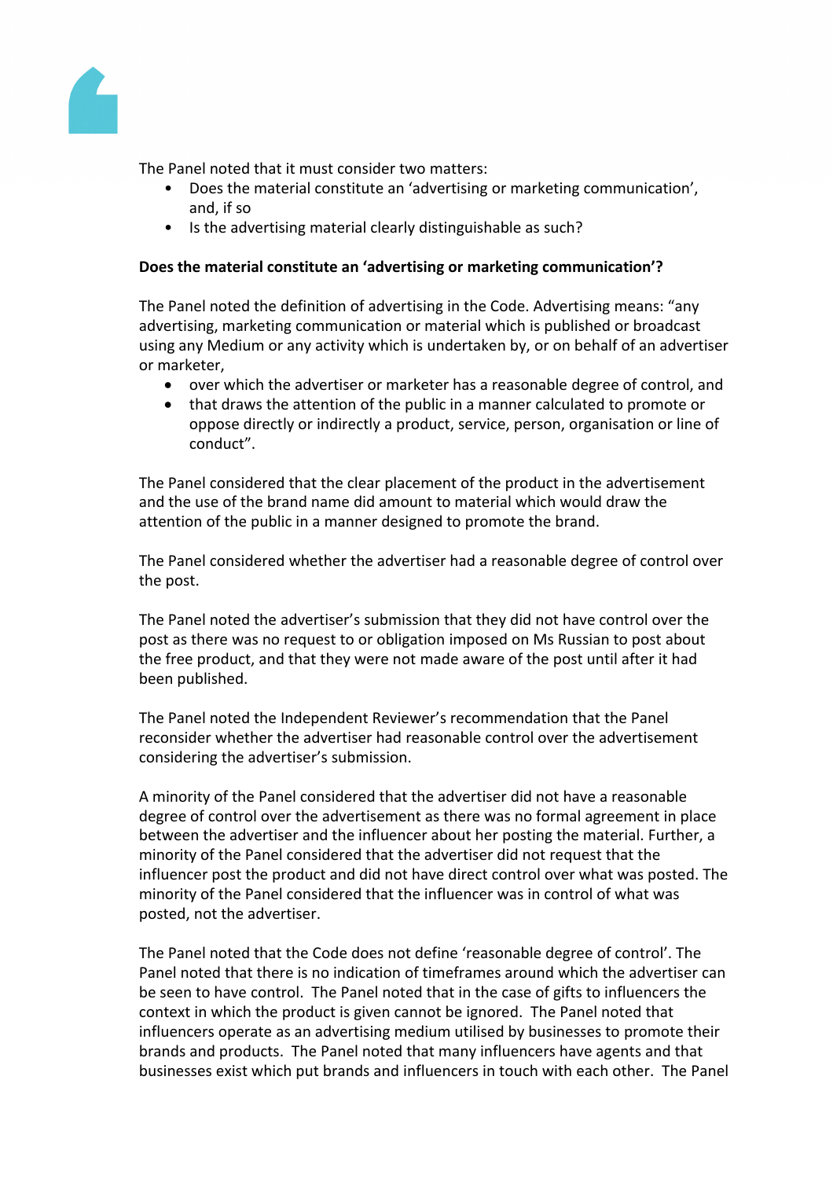The Panel noted that it must consider two matters:

- Does the material constitute an 'advertising or marketing communication', and, if so
- Is the advertising material clearly distinguishable as such?

**Does the material constitute an 'advertising or marketing communication'?**

The Panel noted the definition of advertising in the Code. Advertising means: "any advertising, marketing communication or material which is published or broadcast using any Medium or any activity which is undertaken by, or on behalf of an advertiser or marketer,

- over which the advertiser or marketer has a reasonable degree of control, and
- that draws the attention of the public in a manner calculated to promote or oppose directly or indirectly a product, service, person, organisation or line of conduct".

The Panel considered that the clear placement of the product in the advertisement and the use of the brand name did amount to material which would draw the attention of the public in a manner designed to promote the brand.

The Panel considered whether the advertiser had a reasonable degree of control over the post.

The Panel noted the advertiser's submission that they did not have control over the post as there was no request to or obligation imposed on Ms Russian to post about the free product, and that they were not made aware of the post until after it had been published.

The Panel noted the Independent Reviewer's recommendation that the Panel reconsider whether the advertiser had reasonable control over the advertisement considering the advertiser's submission.

A minority of the Panel considered that the advertiser did not have a reasonable degree of control over the advertisement as there was no formal agreement in place between the advertiser and the influencer about her posting the material. Further, a minority of the Panel considered that the advertiser did not request that the influencer post the product and did not have direct control over what was posted. The minority of the Panel considered that the influencer was in control of what was posted, not the advertiser.

The Panel noted that the Code does not define 'reasonable degree of control'. The Panel noted that there is no indication of timeframes around which the advertiser can be seen to have control. The Panel noted that in the case of gifts to influencers the context in which the product is given cannot be ignored. The Panel noted that influencers operate as an advertising medium utilised by businesses to promote their brands and products. The Panel noted that many influencers have agents and that businesses exist which put brands and influencers in touch with each other. The Panel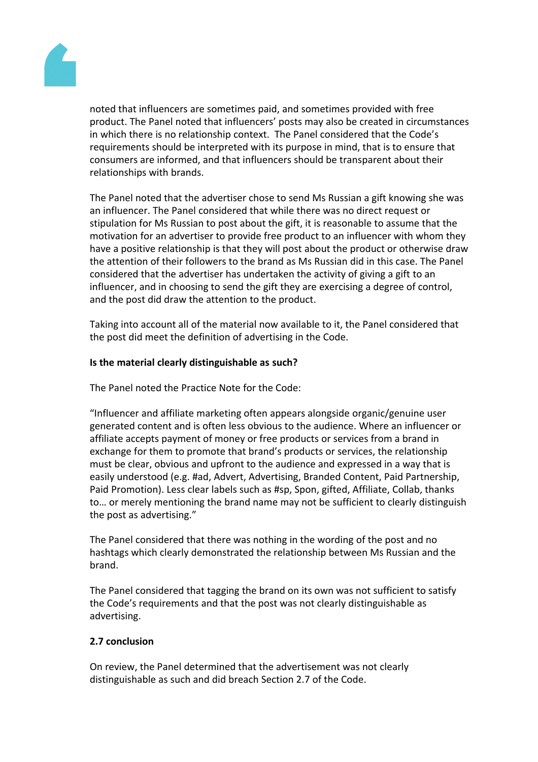noted that influencers are sometimes paid, and sometimes provided with free product. The Panel noted that influencers' posts may also be created in circumstances in which there is no relationship context. The Panel considered that the Code's requirements should be interpreted with its purpose in mind, that is to ensure that consumers are informed, and that influencers should be transparent about their relationships with brands.

The Panel noted that the advertiser chose to send Ms Russian a gift knowing she was an influencer. The Panel considered that while there was no direct request or stipulation for Ms Russian to post about the gift, it is reasonable to assume that the motivation for an advertiser to provide free product to an influencer with whom they have a positive relationship is that they will post about the product or otherwise draw the attention of their followers to the brand as Ms Russian did in this case. The Panel considered that the advertiser has undertaken the activity of giving a gift to an influencer, and in choosing to send the gift they are exercising a degree of control, and the post did draw the attention to the product.

Taking into account all of the material now available to it, the Panel considered that the post did meet the definition of advertising in the Code.

**Is the material clearly distinguishable as such?**

The Panel noted the Practice Note for the Code:

"Influencer and affiliate marketing often appears alongside organic/genuine user generated content and is often less obvious to the audience. Where an influencer or affiliate accepts payment of money or free products or services from a brand in exchange for them to promote that brand's products or services, the relationship must be clear, obvious and upfront to the audience and expressed in a way that is easily understood (e.g. #ad, Advert, Advertising, Branded Content, Paid Partnership, Paid Promotion). Less clear labels such as #sp, Spon, gifted, Affiliate, Collab, thanks to… or merely mentioning the brand name may not be sufficient to clearly distinguish the post as advertising."

The Panel considered that there was nothing in the wording of the post and no hashtags which clearly demonstrated the relationship between Ms Russian and the brand.

The Panel considered that tagging the brand on its own was not sufficient to satisfy the Code's requirements and that the post was not clearly distinguishable as advertising.

**2.7 conclusion**

On review, the Panel determined that the advertisement was not clearly distinguishable as such and did breach Section 2.7 of the Code.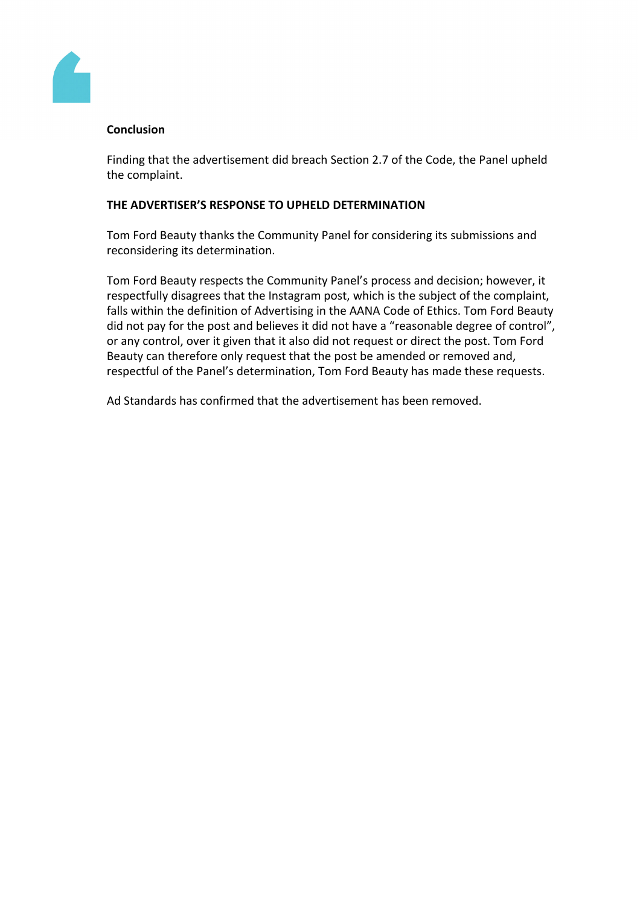**Conclusion**

Finding that the advertisement did breach Section 2.7 of the Code, the Panel upheld the complaint.

**THE ADVERTISER'S RESPONSE TO UPHELD DETERMINATION**

Tom Ford Beauty thanks the Community Panel for considering its submissions and reconsidering its determination.

Tom Ford Beauty respects the Community Panel's process and decision; however, it respectfully disagrees that the Instagram post, which is the subject of the complaint, falls within the definition of Advertising in the AANA Code of Ethics. Tom Ford Beauty did not pay for the post and believes it did not have a "reasonable degree of control", or any control, over it given that it also did not request or direct the post. Tom Ford Beauty can therefore only request that the post be amended or removed and, respectful of the Panel's determination, Tom Ford Beauty has made these requests.

Ad Standards has confirmed that the advertisement has been removed.